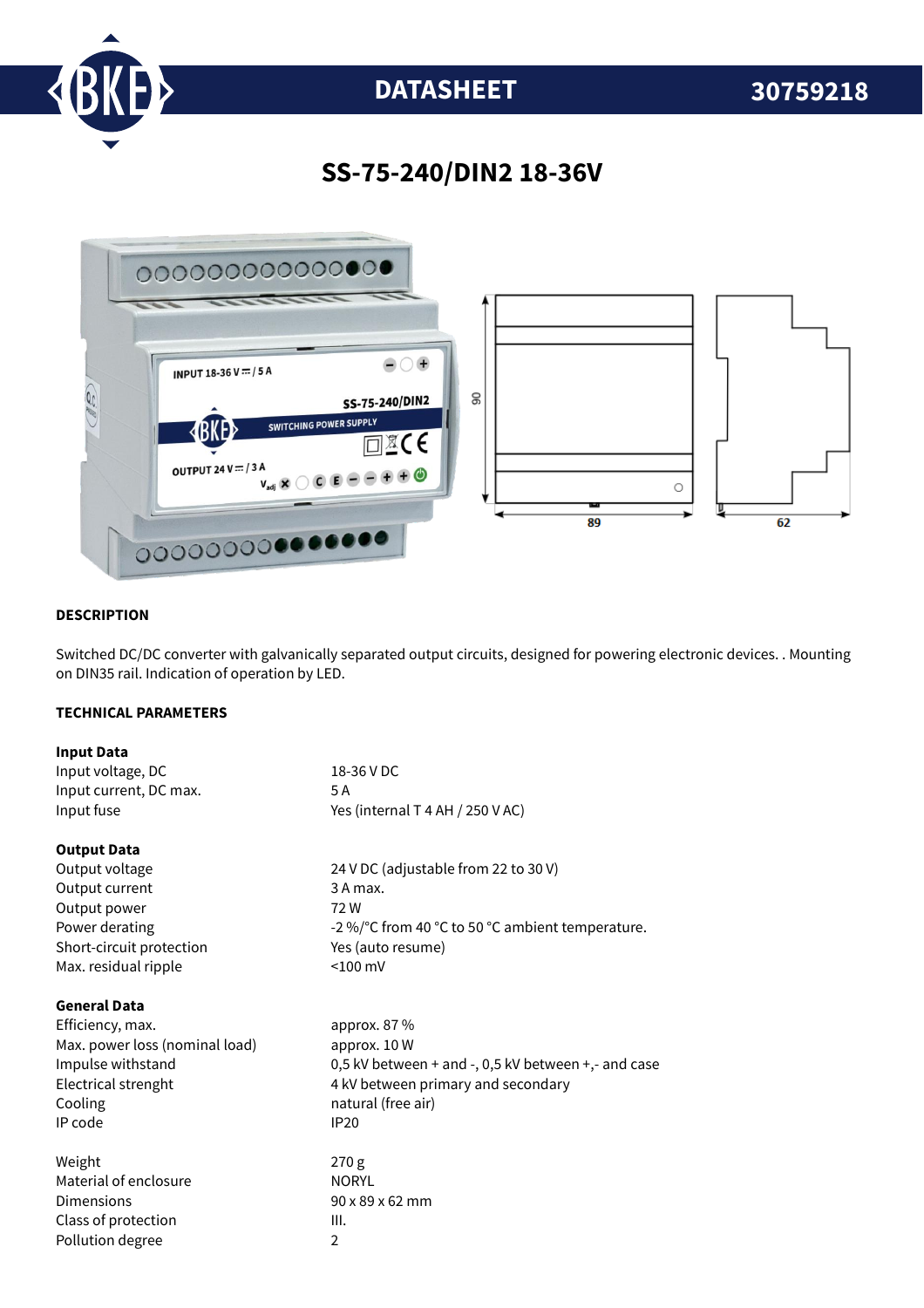# DATASHEET 30759218

## SS-75-240/DIN2 18-36V

### DESCRIPTION

Switched DC/DC converter with galvanically separated output circuits, designed for powering electronic devices. . Mounting on DIN35 rail. Indication of operation by LED.

### TECHNICAL PARAMETERS

**Input Data**

| | |
|---|---|
| Input voltage, DC | 18-36 V DC |
| Input current, DC max. | 5 A |
| Input fuse | Yes (internal T 4 AH / 250 V AC) |

**Output Data**

| | |
|---|---|
| Output voltage | 24 V DC (adjustable from 22 to 30 V) |
| Output current | 3 A max. |
| Output power | 72 W |
| Power derating | -2 %/°C from 40 °C to 50 °C ambient temperature. |
| Short-circuit protection | Yes (auto resume) |
| Max. residual ripple | <100 mV |

**General Data**

| | |
|---|---|
| Efficiency, max. | approx. 87 % |
| Max. power loss (nominal load) | approx. 10 W |
| Impulse withstand | 0,5 kV between + and -, 0,5 kV between +,- and case |
| Electrical strenght | 4 kV between primary and secondary |
| Cooling | natural (free air) |
| IP code | IP20 |
| | |
| Weight | 270 g |
| Material of enclosure | NORYL |
| Dimensions | 90 x 89 x 62 mm |
| Class of protection | III. |
| Pollution degree | 2 |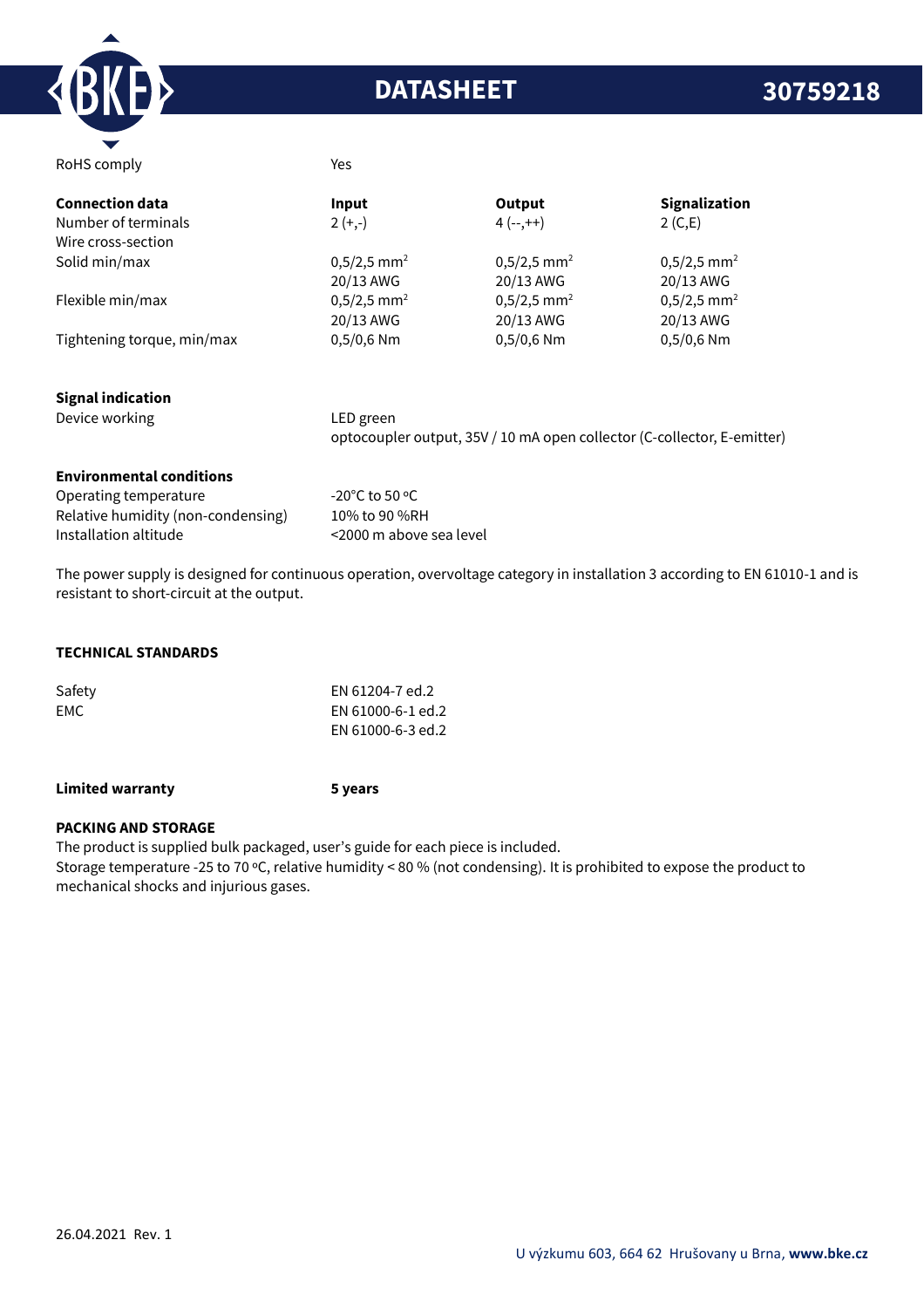| | | | |
|---|---|---|---|
| RoHS comply | Yes | | |
| **Connection data** | **Input** | **Output** | **Signalization** |
| Number of terminals | 2 (+,-) | 4 (--,++) | 2 (C,E) |
| Wire cross-section | | | |
| Solid min/max | 0,5/2,5 mm² <br> 20/13 AWG | 0,5/2,5 mm² <br> 20/13 AWG | 0,5/2,5 mm² <br> 20/13 AWG |
| Flexible min/max | 0,5/2,5 mm² <br> 20/13 AWG | 0,5/2,5 mm² <br> 20/13 AWG | 0,5/2,5 mm² <br> 20/13 AWG |
| Tightening torque, min/max | 0,5/0,6 Nm | 0,5/0,6 Nm | 0,5/0,6 Nm |

**Signal indication**

| | |
|---|---|
| Device working | LED green <br> optocoupler output, 35V / 10 mA open collector (C-collector, E-emitter) |

**Environmental conditions**

| | |
|---|---|
| Operating temperature | -20°C to 50 °C |
| Relative humidity (non-condensing) | 10% to 90 %RH |
| Installation altitude | <2000 m above sea level |

The power supply is designed for continuous operation, overvoltage category in installation 3 according to EN 61010-1 and is resistant to short-circuit at the output.

## TECHNICAL STANDARDS

| | |
|---|---|
| Safety | EN 61204-7 ed.2 |
| EMC | EN 61000-6-1 ed.2 <br> EN 61000-6-3 ed.2 |

**Limited warranty** **5 years**

## PACKING AND STORAGE

The product is supplied bulk packaged, user's guide for each piece is included.
Storage temperature -25 to 70 °C, relative humidity < 80 % (not condensing). It is prohibited to expose the product to mechanical shocks and injurious gases.

26.04.2021 Rev. 1

U výzkumu 603, 664 62 Hrušovany u Brna, **www.bke.cz**